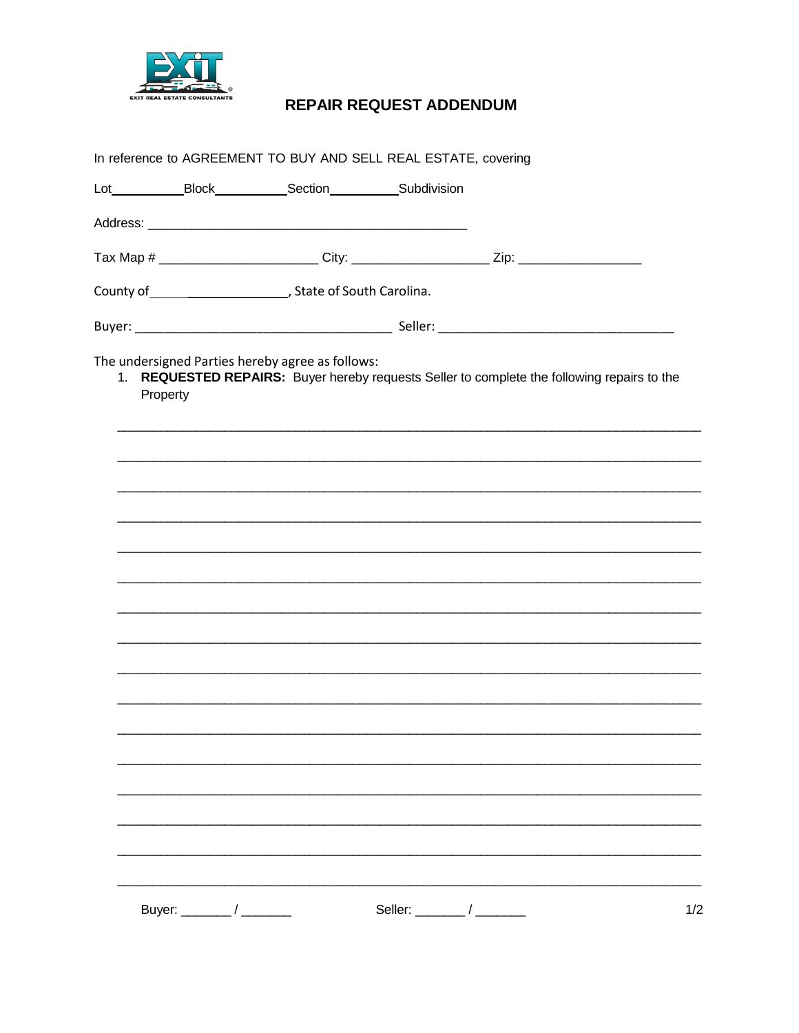# REPAIR REQUEST ADDENDUM

In reference to AGREEMENT TO BUY AND SELL REAL ESTATE, covering

Lot__________ Block__________ Section__________ Subdivision

Address: ____________________________________________

Tax Map # ______________________ City: ___________________ Zip: _________________

County of_____________________, State of South Carolina.

Buyer: ____________________________________ Seller: _________________________________

The undersigned Parties hereby agree as follows:

1. **REQUESTED REPAIRS:** Buyer hereby requests Seller to complete the following repairs to the Property

_________________________________________________________________________________

_________________________________________________________________________________

_________________________________________________________________________________

_________________________________________________________________________________

_________________________________________________________________________________

_________________________________________________________________________________

_________________________________________________________________________________

_________________________________________________________________________________

_________________________________________________________________________________

_________________________________________________________________________________

_________________________________________________________________________________

_________________________________________________________________________________

_________________________________________________________________________________

_________________________________________________________________________________

_________________________________________________________________________________

_________________________________________________________________________________

Buyer: _______ / _______ Seller: _______ / _______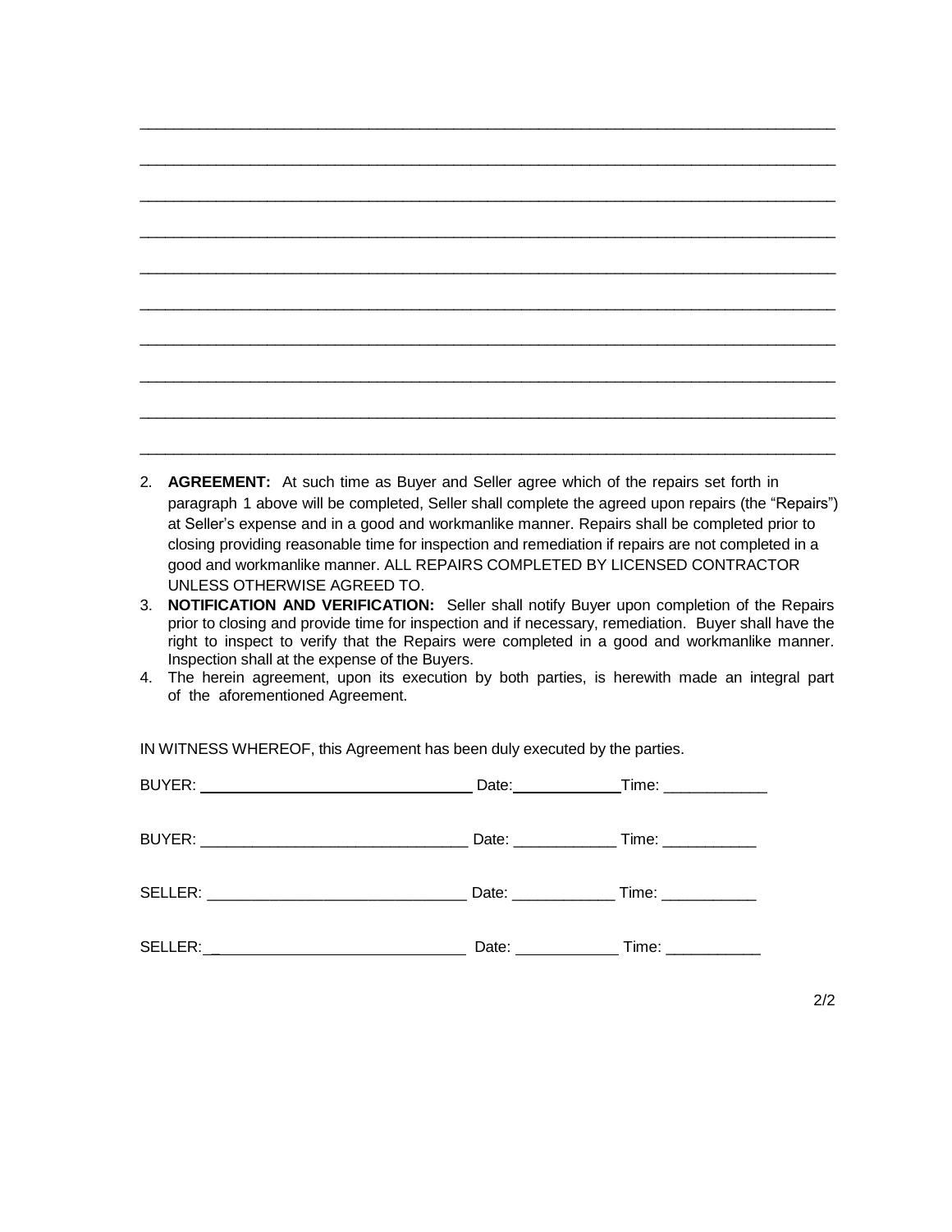\_\_\_\_\_\_\_\_\_\_\_\_\_\_\_\_\_\_\_\_\_\_\_\_\_\_\_\_\_\_\_\_\_\_\_\_\_\_\_\_\_\_\_\_\_\_\_\_\_\_\_\_\_\_\_\_\_\_\_\_\_\_\_\_\_\_\_\_\_\_\_\_\_\_\_\_

\_\_\_\_\_\_\_\_\_\_\_\_\_\_\_\_\_\_\_\_\_\_\_\_\_\_\_\_\_\_\_\_\_\_\_\_\_\_\_\_\_\_\_\_\_\_\_\_\_\_\_\_\_\_\_\_\_\_\_\_\_\_\_\_\_\_\_\_\_\_\_\_\_\_\_\_

\_\_\_\_\_\_\_\_\_\_\_\_\_\_\_\_\_\_\_\_\_\_\_\_\_\_\_\_\_\_\_\_\_\_\_\_\_\_\_\_\_\_\_\_\_\_\_\_\_\_\_\_\_\_\_\_\_\_\_\_\_\_\_\_\_\_\_\_\_\_\_\_\_\_\_\_

\_\_\_\_\_\_\_\_\_\_\_\_\_\_\_\_\_\_\_\_\_\_\_\_\_\_\_\_\_\_\_\_\_\_\_\_\_\_\_\_\_\_\_\_\_\_\_\_\_\_\_\_\_\_\_\_\_\_\_\_\_\_\_\_\_\_\_\_\_\_\_\_\_\_\_\_

\_\_\_\_\_\_\_\_\_\_\_\_\_\_\_\_\_\_\_\_\_\_\_\_\_\_\_\_\_\_\_\_\_\_\_\_\_\_\_\_\_\_\_\_\_\_\_\_\_\_\_\_\_\_\_\_\_\_\_\_\_\_\_\_\_\_\_\_\_\_\_\_\_\_\_\_

\_\_\_\_\_\_\_\_\_\_\_\_\_\_\_\_\_\_\_\_\_\_\_\_\_\_\_\_\_\_\_\_\_\_\_\_\_\_\_\_\_\_\_\_\_\_\_\_\_\_\_\_\_\_\_\_\_\_\_\_\_\_\_\_\_\_\_\_\_\_\_\_\_\_\_\_

\_\_\_\_\_\_\_\_\_\_\_\_\_\_\_\_\_\_\_\_\_\_\_\_\_\_\_\_\_\_\_\_\_\_\_\_\_\_\_\_\_\_\_\_\_\_\_\_\_\_\_\_\_\_\_\_\_\_\_\_\_\_\_\_\_\_\_\_\_\_\_\_\_\_\_\_

\_\_\_\_\_\_\_\_\_\_\_\_\_\_\_\_\_\_\_\_\_\_\_\_\_\_\_\_\_\_\_\_\_\_\_\_\_\_\_\_\_\_\_\_\_\_\_\_\_\_\_\_\_\_\_\_\_\_\_\_\_\_\_\_\_\_\_\_\_\_\_\_\_\_\_\_

\_\_\_\_\_\_\_\_\_\_\_\_\_\_\_\_\_\_\_\_\_\_\_\_\_\_\_\_\_\_\_\_\_\_\_\_\_\_\_\_\_\_\_\_\_\_\_\_\_\_\_\_\_\_\_\_\_\_\_\_\_\_\_\_\_\_\_\_\_\_\_\_\_\_\_\_

\_\_\_\_\_\_\_\_\_\_\_\_\_\_\_\_\_\_\_\_\_\_\_\_\_\_\_\_\_\_\_\_\_\_\_\_\_\_\_\_\_\_\_\_\_\_\_\_\_\_\_\_\_\_\_\_\_\_\_\_\_\_\_\_\_\_\_\_\_\_\_\_\_\_\_\_

2. **AGREEMENT:** At such time as Buyer and Seller agree which of the repairs set forth in paragraph 1 above will be completed, Seller shall complete the agreed upon repairs (the "Repairs") at Seller's expense and in a good and workmanlike manner. Repairs shall be completed prior to closing providing reasonable time for inspection and remediation if repairs are not completed in a good and workmanlike manner. ALL REPAIRS COMPLETED BY LICENSED CONTRACTOR UNLESS OTHERWISE AGREED TO.
3. **NOTIFICATION AND VERIFICATION:** Seller shall notify Buyer upon completion of the Repairs prior to closing and provide time for inspection and if necessary, remediation. Buyer shall have the right to inspect to verify that the Repairs were completed in a good and workmanlike manner. Inspection shall at the expense of the Buyers.
4. The herein agreement, upon its execution by both parties, is herewith made an integral part of the aforementioned Agreement.

IN WITNESS WHEREOF, this Agreement has been duly executed by the parties.

BUYER: \_\_\_\_\_\_\_\_\_\_\_\_\_\_\_\_\_\_\_\_\_\_\_\_\_\_\_\_\_\_ Date: \_\_\_\_\_\_\_\_\_\_\_\_ Time: \_\_\_\_\_\_\_\_\_\_\_\_

BUYER: \_\_\_\_\_\_\_\_\_\_\_\_\_\_\_\_\_\_\_\_\_\_\_\_\_\_\_\_\_\_ Date: \_\_\_\_\_\_\_\_\_\_\_\_ Time: \_\_\_\_\_\_\_\_\_\_\_

SELLER: \_\_\_\_\_\_\_\_\_\_\_\_\_\_\_\_\_\_\_\_\_\_\_\_\_\_\_\_\_\_ Date: \_\_\_\_\_\_\_\_\_\_\_\_ Time: \_\_\_\_\_\_\_\_\_\_\_

SELLER: \_\_\_\_\_\_\_\_\_\_\_\_\_\_\_\_\_\_\_\_\_\_\_\_\_\_\_\_\_\_ Date: \_\_\_\_\_\_\_\_\_\_\_\_ Time: \_\_\_\_\_\_\_\_\_\_\_